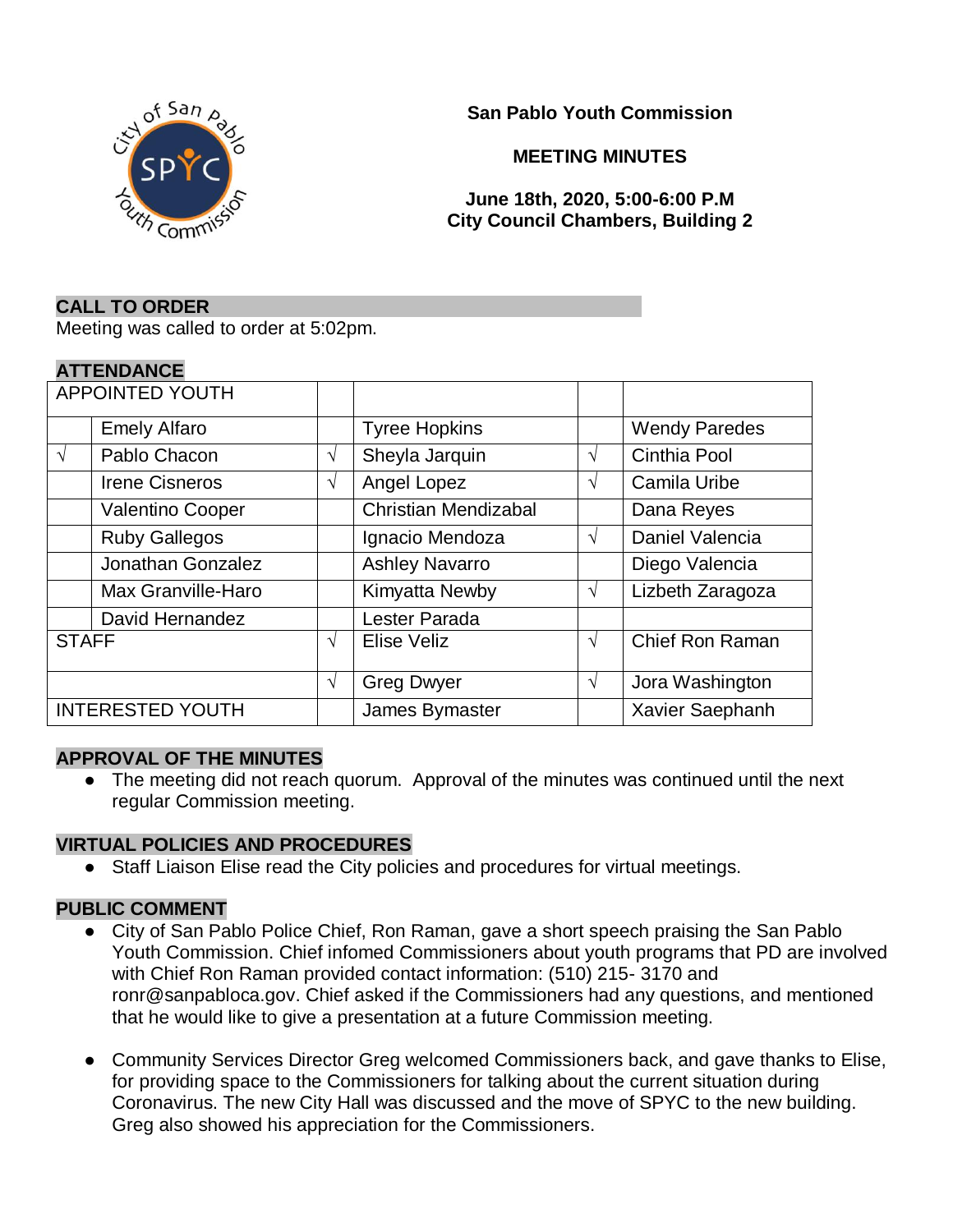**San Pablo Youth Commission**

**MEETING MINUTES**

**June 18th, 2020, 5:00-6:00 P.M**
**City Council Chambers, Building 2**

## CALL TO ORDER

Meeting was called to order at 5:02pm.

## ATTENDANCE

| APPOINTED YOUTH | | | | | |
|---|---|---|---|---|---|
| | Emely Alfaro | | Tyree Hopkins | | Wendy Paredes |
| √ | Pablo Chacon | √ | Sheyla Jarquin | √ | Cinthia Pool |
| | Irene Cisneros | √ | Angel Lopez | √ | Camila Uribe |
| | Valentino Cooper | | Christian Mendizabal | | Dana Reyes |
| | Ruby Gallegos | | Ignacio Mendoza | √ | Daniel Valencia |
| | Jonathan Gonzalez | | Ashley Navarro | | Diego Valencia |
| | Max Granville-Haro | | Kimyatta Newby | √ | Lizbeth Zaragoza |
| | David Hernandez | | Lester Parada | | |
| STAFF | | √ | Elise Veliz | √ | Chief Ron Raman |
| | | √ | Greg Dwyer | √ | Jora Washington |
| INTERESTED YOUTH | | | James Bymaster | | Xavier Saephanh |

## APPROVAL OF THE MINUTES

- The meeting did not reach quorum. Approval of the minutes was continued until the next regular Commission meeting.

## VIRTUAL POLICIES AND PROCEDURES

- Staff Liaison Elise read the City policies and procedures for virtual meetings.

## PUBLIC COMMENT

- City of San Pablo Police Chief, Ron Raman, gave a short speech praising the San Pablo Youth Commission. Chief infomed Commissioners about youth programs that PD are involved with Chief Ron Raman provided contact information: (510) 215- 3170 and ronr@sanpabloca.gov. Chief asked if the Commissioners had any questions, and mentioned that he would like to give a presentation at a future Commission meeting.

- Community Services Director Greg welcomed Commissioners back, and gave thanks to Elise, for providing space to the Commissioners for talking about the current situation during Coronavirus. The new City Hall was discussed and the move of SPYC to the new building. Greg also showed his appreciation for the Commissioners.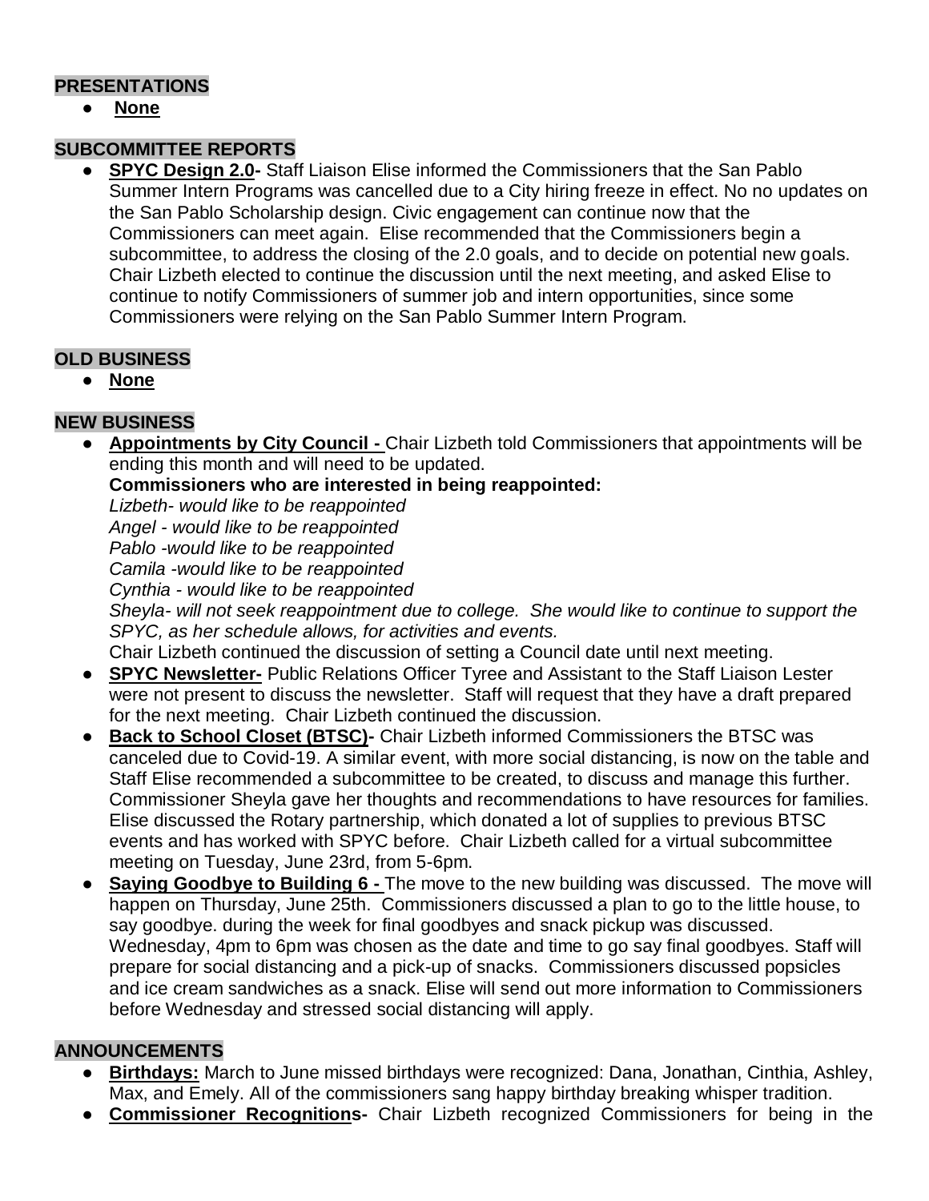## PRESENTATIONS

- **None**

## SUBCOMMITTEE REPORTS

- **SPYC Design 2.0-** Staff Liaison Elise informed the Commissioners that the San Pablo Summer Intern Programs was cancelled due to a City hiring freeze in effect. No no updates on the San Pablo Scholarship design. Civic engagement can continue now that the Commissioners can meet again. Elise recommended that the Commissioners begin a subcommittee, to address the closing of the 2.0 goals, and to decide on potential new goals. Chair Lizbeth elected to continue the discussion until the next meeting, and asked Elise to continue to notify Commissioners of summer job and intern opportunities, since some Commissioners were relying on the San Pablo Summer Intern Program.

## OLD BUSINESS

- **None**

## NEW BUSINESS

- **Appointments by City Council -** Chair Lizbeth told Commissioners that appointments will be ending this month and will need to be updated.
  **Commissioners who are interested in being reappointed:**
  *Lizbeth- would like to be reappointed*
  *Angel - would like to be reappointed*
  *Pablo -would like to be reappointed*
  *Camila -would like to be reappointed*
  *Cynthia - would like to be reappointed*
  *Sheyla- will not seek reappointment due to college. She would like to continue to support the SPYC, as her schedule allows, for activities and events.*
  Chair Lizbeth continued the discussion of setting a Council date until next meeting.
- **SPYC Newsletter-** Public Relations Officer Tyree and Assistant to the Staff Liaison Lester were not present to discuss the newsletter. Staff will request that they have a draft prepared for the next meeting. Chair Lizbeth continued the discussion.
- **Back to School Closet (BTSC)-** Chair Lizbeth informed Commissioners the BTSC was canceled due to Covid-19. A similar event, with more social distancing, is now on the table and Staff Elise recommended a subcommittee to be created, to discuss and manage this further. Commissioner Sheyla gave her thoughts and recommendations to have resources for families. Elise discussed the Rotary partnership, which donated a lot of supplies to previous BTSC events and has worked with SPYC before. Chair Lizbeth called for a virtual subcommittee meeting on Tuesday, June 23rd, from 5-6pm.
- **Saying Goodbye to Building 6 -** The move to the new building was discussed. The move will happen on Thursday, June 25th. Commissioners discussed a plan to go to the little house, to say goodbye. during the week for final goodbyes and snack pickup was discussed. Wednesday, 4pm to 6pm was chosen as the date and time to go say final goodbyes. Staff will prepare for social distancing and a pick-up of snacks. Commissioners discussed popsicles and ice cream sandwiches as a snack. Elise will send out more information to Commissioners before Wednesday and stressed social distancing will apply.

## ANNOUNCEMENTS

- **Birthdays:** March to June missed birthdays were recognized: Dana, Jonathan, Cinthia, Ashley, Max, and Emely. All of the commissioners sang happy birthday breaking whisper tradition.
- **Commissioner Recognitions-** Chair Lizbeth recognized Commissioners for being in the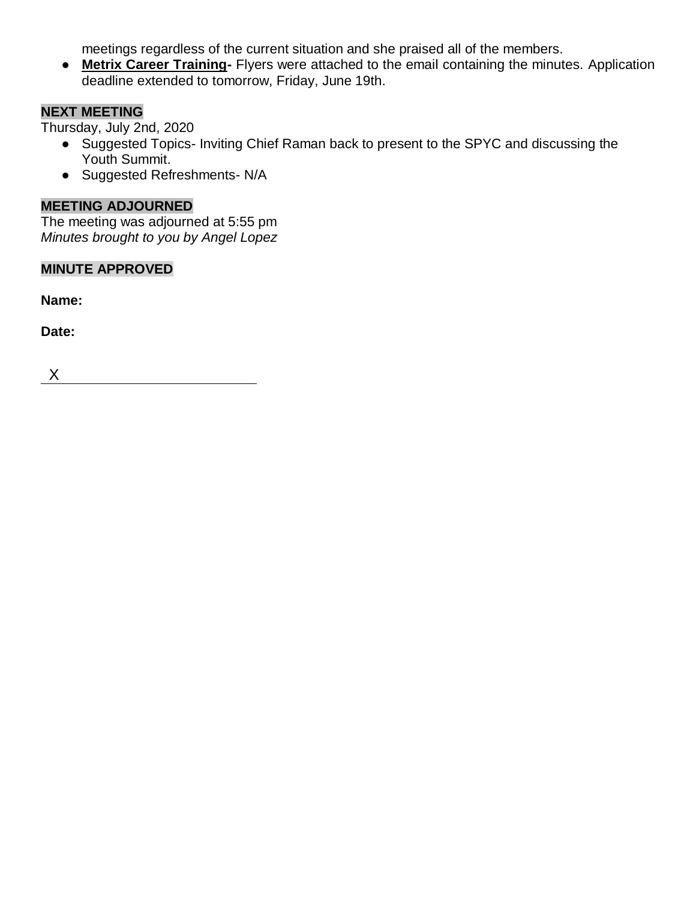meetings regardless of the current situation and she praised all of the members.

- **Metrix Career Training-** Flyers were attached to the email containing the minutes. Application deadline extended to tomorrow, Friday, June 19th.

**NEXT MEETING**

Thursday, July 2nd, 2020

- Suggested Topics- Inviting Chief Raman back to present to the SPYC and discussing the Youth Summit.
- Suggested Refreshments- N/A

**MEETING ADJOURNED**

The meeting was adjourned at 5:55 pm

*Minutes brought to you by Angel Lopez*

**MINUTE APPROVED**

**Name:**

**Date:**

X ___________________________